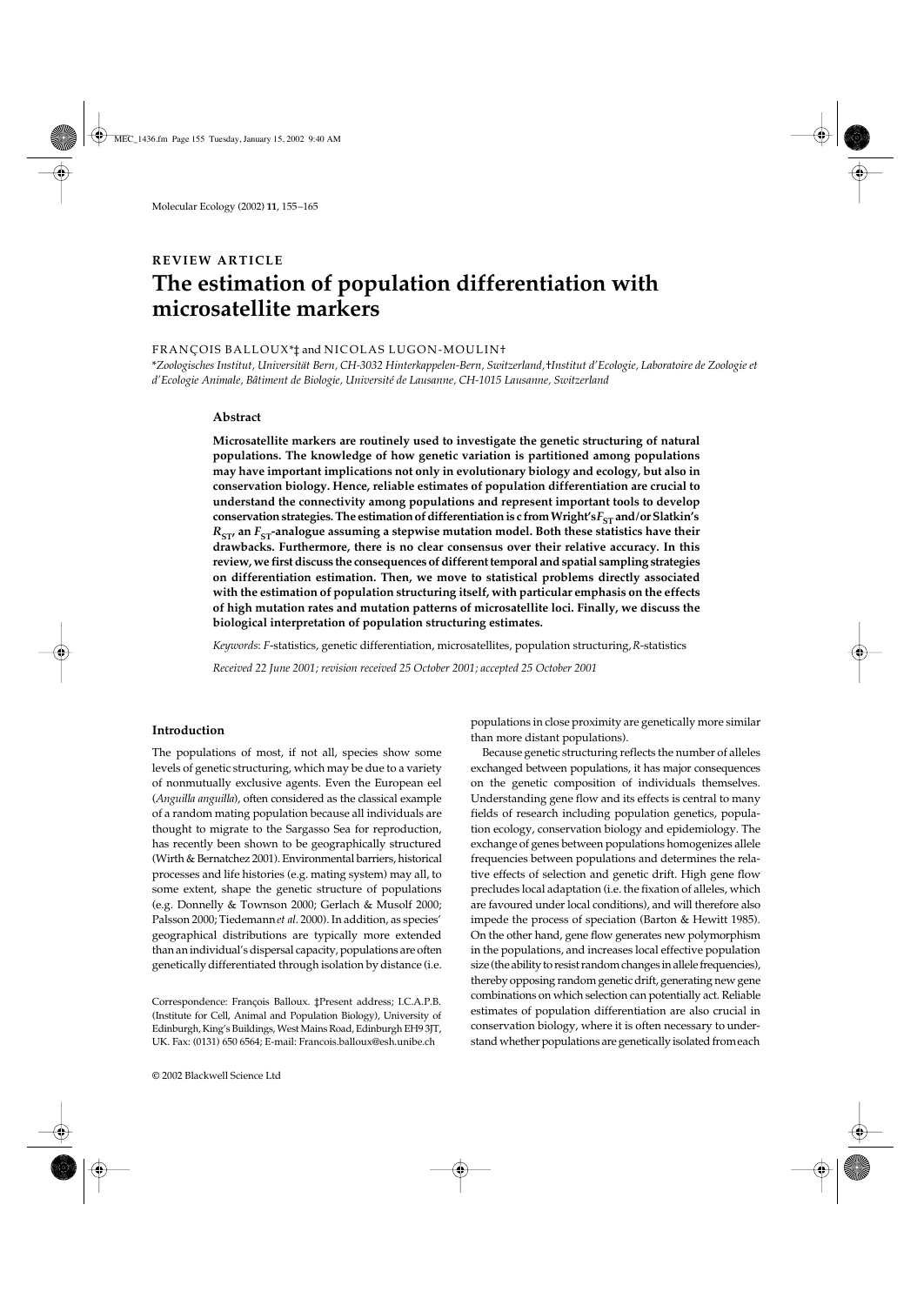REVIEW ARTICLE

# The estimation of population differentiation with microsatellite markers

FRANÇOIS BALLOUX*‡ and NICOLAS LUGON-MOULIN†

*Zoologisches Institut, Universität Bern, CH-3032 Hinterkappelen-Bern, Switzerland, †Institut d'Ecologie, Laboratoire de Zoologie et d'Ecologie Animale, Bâtiment de Biologie, Université de Lausanne, CH-1015 Lausanne, Switzerland*

## Abstract

**Microsatellite markers are routinely used to investigate the genetic structuring of natural populations. The knowledge of how genetic variation is partitioned among populations may have important implications not only in evolutionary biology and ecology, but also in conservation biology. Hence, reliable estimates of population differentiation are crucial to understand the connectivity among populations and represent important tools to develop conservation strategies. The estimation of differentiation is c from Wright's $F_{ST}$ and/or Slatkin's $R_{ST}$, an $F_{ST}$-analogue assuming a stepwise mutation model. Both these statistics have their drawbacks. Furthermore, there is no clear consensus over their relative accuracy. In this review, we first discuss the consequences of different temporal and spatial sampling strategies on differentiation estimation. Then, we move to statistical problems directly associated with the estimation of population structuring itself, with particular emphasis on the effects of high mutation rates and mutation patterns of microsatellite loci. Finally, we discuss the biological interpretation of population structuring estimates.**

*Keywords*: *F*-statistics, genetic differentiation, microsatellites, population structuring, *R*-statistics

*Received 22 June 2001; revision received 25 October 2001; accepted 25 October 2001*

## Introduction

The populations of most, if not all, species show some levels of genetic structuring, which may be due to a variety of nonmutually exclusive agents. Even the European eel (*Anguilla anguilla*), often considered as the classical example of a random mating population because all individuals are thought to migrate to the Sargasso Sea for reproduction, has recently been shown to be geographically structured (Wirth & Bernatchez 2001). Environmental barriers, historical processes and life histories (e.g. mating system) may all, to some extent, shape the genetic structure of populations (e.g. Donnelly & Townson 2000; Gerlach & Musolf 2000; Palsson 2000; Tiedemann *et al*. 2000). In addition, as species' geographical distributions are typically more extended than an individual's dispersal capacity, populations are often genetically differentiated through isolation by distance (i.e. populations in close proximity are genetically more similar than more distant populations).

Because genetic structuring reflects the number of alleles exchanged between populations, it has major consequences on the genetic composition of individuals themselves. Understanding gene flow and its effects is central to many fields of research including population genetics, population ecology, conservation biology and epidemiology. The exchange of genes between populations homogenizes allele frequencies between populations and determines the relative effects of selection and genetic drift. High gene flow precludes local adaptation (i.e. the fixation of alleles, which are favoured under local conditions), and will therefore also impede the process of speciation (Barton & Hewitt 1985). On the other hand, gene flow generates new polymorphism in the populations, and increases local effective population size (the ability to resist random changes in allele frequencies), thereby opposing random genetic drift, generating new gene combinations on which selection can potentially act. Reliable estimates of population differentiation are also crucial in conservation biology, where it is often necessary to understand whether populations are genetically isolated from each

Correspondence: François Balloux. ‡Present address; I.C.A.P.B. (Institute for Cell, Animal and Population Biology), University of Edinburgh, King's Buildings, West Mains Road, Edinburgh EH9 3JT, UK. Fax: (0131) 650 6564; E-mail: Francois.balloux@esh.unibe.ch

© 2002 Blackwell Science Ltd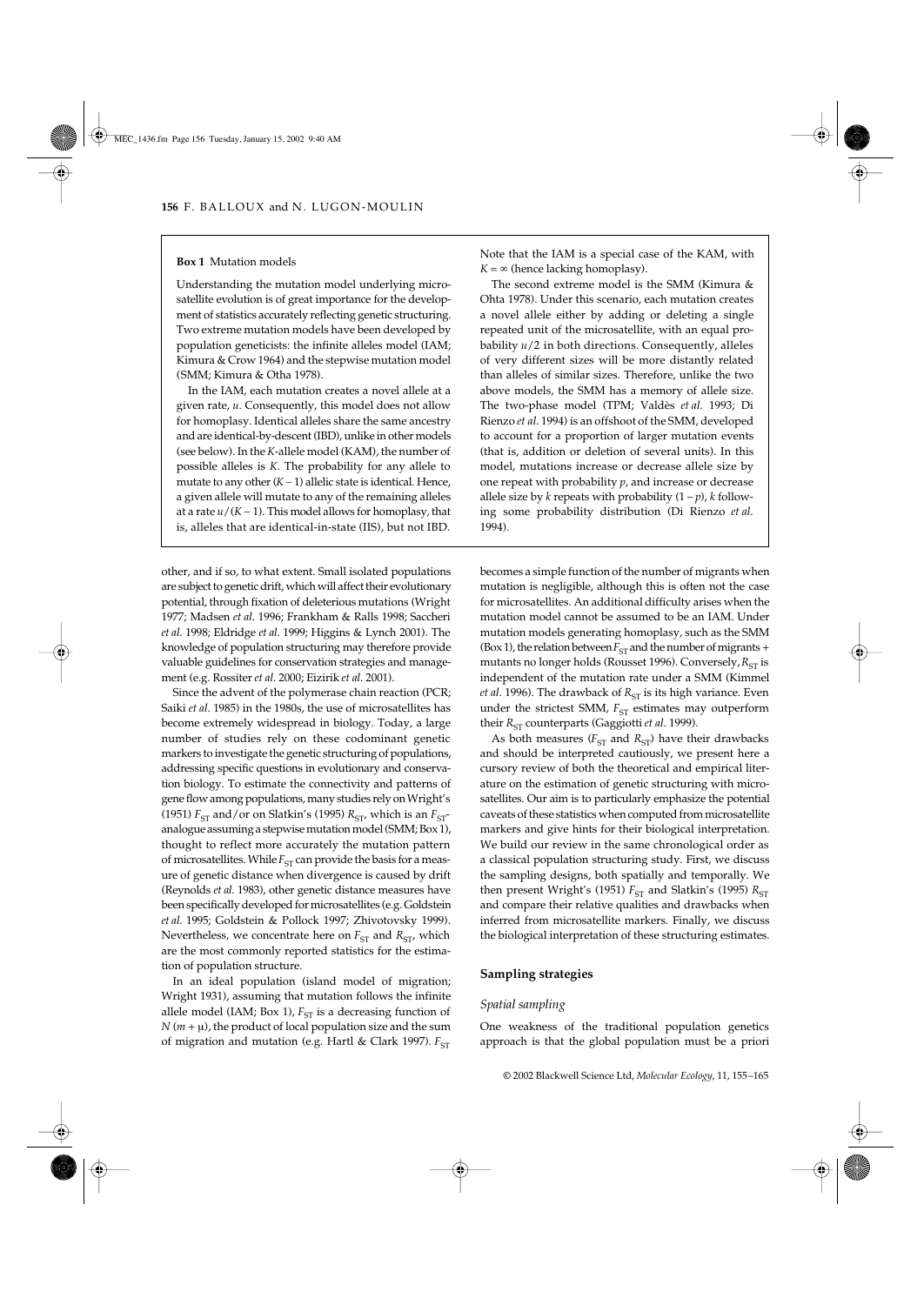**Box 1** Mutation models

Understanding the mutation model underlying microsatellite evolution is of great importance for the development of statistics accurately reflecting genetic structuring. Two extreme mutation models have been developed by population geneticists: the infinite alleles model (IAM; Kimura & Crow 1964) and the stepwise mutation model (SMM; Kimura & Otha 1978).

In the IAM, each mutation creates a novel allele at a given rate, $u$. Consequently, this model does not allow for homoplasy. Identical alleles share the same ancestry and are identical-by-descent (IBD), unlike in other models (see below). In the $K$-allele model (KAM), the number of possible alleles is $K$. The probability for any allele to mutate to any other $(K - 1)$ allelic state is identical. Hence, a given allele will mutate to any of the remaining alleles at a rate $u/(K - 1)$. This model allows for homoplasy, that is, alleles that are identical-in-state (IIS), but not IBD. Note that the IAM is a special case of the KAM, with $K = \infty$ (hence lacking homoplasy).

The second extreme model is the SMM (Kimura & Ohta 1978). Under this scenario, each mutation creates a novel allele either by adding or deleting a single repeated unit of the microsatellite, with an equal probability $u/2$ in both directions. Consequently, alleles of very different sizes will be more distantly related than alleles of similar sizes. Therefore, unlike the two above models, the SMM has a memory of allele size. The two-phase model (TPM; Valdès *et al.* 1993; Di Rienzo *et al.* 1994) is an offshoot of the SMM, developed to account for a proportion of larger mutation events (that is, addition or deletion of several units). In this model, mutations increase or decrease allele size by one repeat with probability $p$, and increase or decrease allele size by $k$ repeats with probability $(1 - p)$, $k$ following some probability distribution (Di Rienzo *et al.* 1994).

other, and if so, to what extent. Small isolated populations are subject to genetic drift, which will affect their evolutionary potential, through fixation of deleterious mutations (Wright 1977; Madsen *et al.* 1996; Frankham & Ralls 1998; Saccheri *et al.* 1998; Eldridge *et al.* 1999; Higgins & Lynch 2001). The knowledge of population structuring may therefore provide valuable guidelines for conservation strategies and management (e.g. Rossiter *et al.* 2000; Eizirik *et al.* 2001).

Since the advent of the polymerase chain reaction (PCR; Saiki *et al.* 1985) in the 1980s, the use of microsatellites has become extremely widespread in biology. Today, a large number of studies rely on these codominant genetic markers to investigate the genetic structuring of populations, addressing specific questions in evolutionary and conservation biology. To estimate the connectivity and patterns of gene flow among populations, many studies rely on Wright's (1951) $F_{ST}$ and/or on Slatkin's (1995) $R_{ST}$, which is an $F_{ST}$-analogue assuming a stepwise mutation model (SMM; Box 1), thought to reflect more accurately the mutation pattern of microsatellites. While $F_{ST}$ can provide the basis for a measure of genetic distance when divergence is caused by drift (Reynolds *et al.* 1983), other genetic distance measures have been specifically developed for microsatellites (e.g. Goldstein *et al.* 1995; Goldstein & Pollock 1997; Zhivotovsky 1999). Nevertheless, we concentrate here on $F_{ST}$ and $R_{ST}$, which are the most commonly reported statistics for the estimation of population structure.

In an ideal population (island model of migration; Wright 1931), assuming that mutation follows the infinite allele model (IAM; Box 1), $F_{ST}$ is a decreasing function of $N(m + \mu)$, the product of local population size and the sum of migration and mutation (e.g. Hartl & Clark 1997). $F_{ST}$ becomes a simple function of the number of migrants when mutation is negligible, although this is often not the case for microsatellites. An additional difficulty arises when the mutation model cannot be assumed to be an IAM. Under mutation models generating homoplasy, such as the SMM (Box 1), the relation between $F_{ST}$ and the number of migrants + mutants no longer holds (Rousset 1996). Conversely, $R_{ST}$ is independent of the mutation rate under a SMM (Kimmel *et al.* 1996). The drawback of $R_{ST}$ is its high variance. Even under the strictest SMM, $F_{ST}$ estimates may outperform their $R_{ST}$ counterparts (Gaggiotti *et al.* 1999).

As both measures ($F_{ST}$ and $R_{ST}$) have their drawbacks and should be interpreted cautiously, we present here a cursory review of both the theoretical and empirical literature on the estimation of genetic structuring with microsatellites. Our aim is to particularly emphasize the potential caveats of these statistics when computed from microsatellite markers and give hints for their biological interpretation. We build our review in the same chronological order as a classical population structuring study. First, we discuss the sampling designs, both spatially and temporally. We then present Wright's (1951) $F_{ST}$ and Slatkin's (1995) $R_{ST}$ and compare their relative qualities and drawbacks when inferred from microsatellite markers. Finally, we discuss the biological interpretation of these structuring estimates.

## Sampling strategies

### *Spatial sampling*

One weakness of the traditional population genetics approach is that the global population must be a priori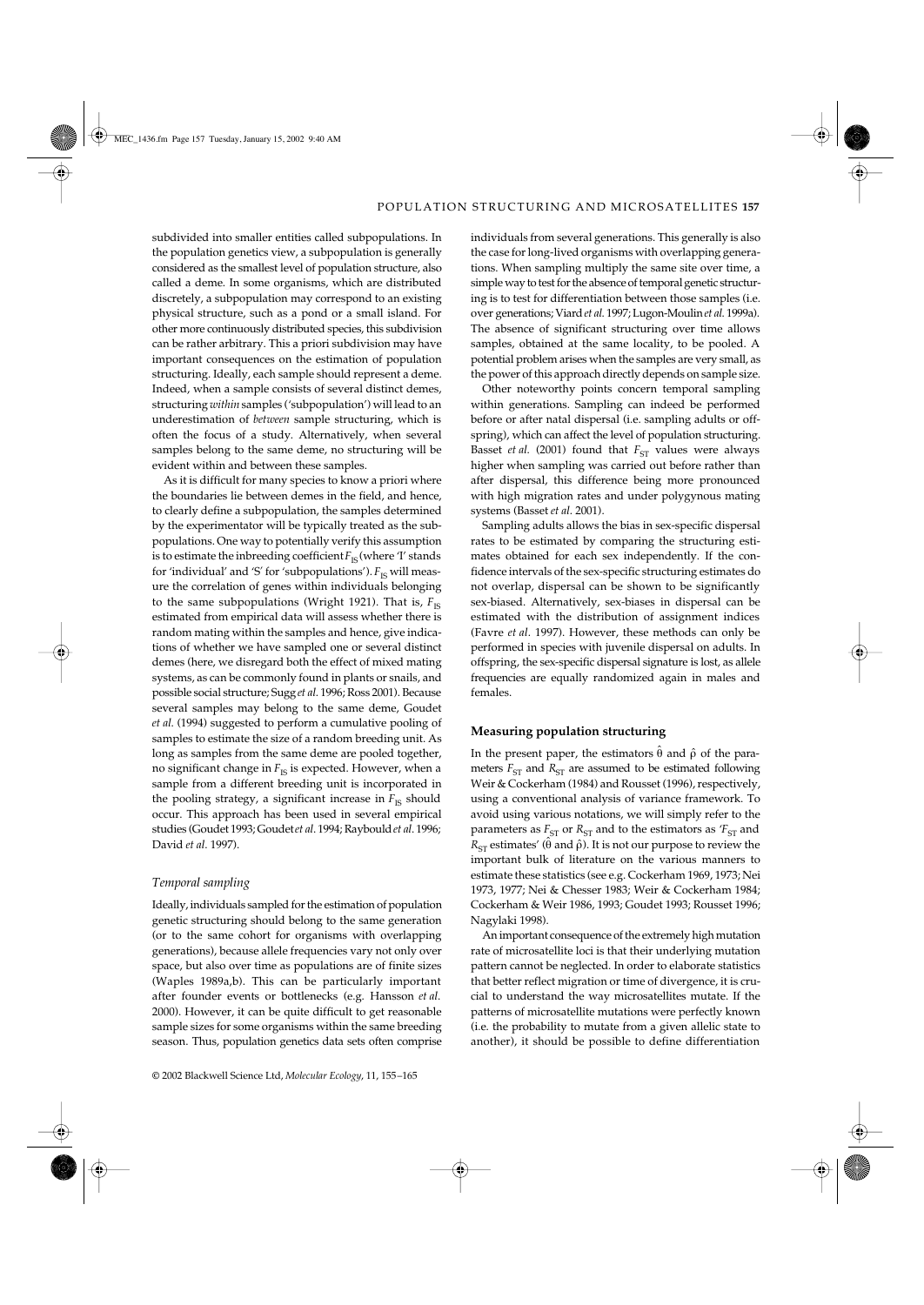subdivided into smaller entities called subpopulations. In the population genetics view, a subpopulation is generally considered as the smallest level of population structure, also called a deme. In some organisms, which are distributed discretely, a subpopulation may correspond to an existing physical structure, such as a pond or a small island. For other more continuously distributed species, this subdivision can be rather arbitrary. This a priori subdivision may have important consequences on the estimation of population structuring. Ideally, each sample should represent a deme. Indeed, when a sample consists of several distinct demes, structuring *within* samples ('subpopulation') will lead to an underestimation of *between* sample structuring, which is often the focus of a study. Alternatively, when several samples belong to the same deme, no structuring will be evident within and between these samples.

As it is difficult for many species to know a priori where the boundaries lie between demes in the field, and hence, to clearly define a subpopulation, the samples determined by the experimentator will be typically treated as the subpopulations. One way to potentially verify this assumption is to estimate the inbreeding coefficient $F_{IS}$ (where 'I' stands for 'individual' and 'S' for 'subpopulations'). $F_{IS}$ will measure the correlation of genes within individuals belonging to the same subpopulations (Wright 1921). That is, $F_{IS}$ estimated from empirical data will assess whether there is random mating within the samples and hence, give indications of whether we have sampled one or several distinct demes (here, we disregard both the effect of mixed mating systems, as can be commonly found in plants or snails, and possible social structure; Sugg *et al.* 1996; Ross 2001). Because several samples may belong to the same deme, Goudet *et al.* (1994) suggested to perform a cumulative pooling of samples to estimate the size of a random breeding unit. As long as samples from the same deme are pooled together, no significant change in $F_{IS}$ is expected. However, when a sample from a different breeding unit is incorporated in the pooling strategy, a significant increase in $F_{IS}$ should occur. This approach has been used in several empirical studies (Goudet 1993; Goudet *et al.* 1994; Raybould *et al.* 1996; David *et al.* 1997).

### *Temporal sampling*

Ideally, individuals sampled for the estimation of population genetic structuring should belong to the same generation (or to the same cohort for organisms with overlapping generations), because allele frequencies vary not only over space, but also over time as populations are of finite sizes (Waples 1989a,b). This can be particularly important after founder events or bottlenecks (e.g. Hansson *et al.* 2000). However, it can be quite difficult to get reasonable sample sizes for some organisms within the same breeding season. Thus, population genetics data sets often comprise individuals from several generations. This generally is also the case for long-lived organisms with overlapping generations. When sampling multiply the same site over time, a simple way to test for the absence of temporal genetic structuring is to test for differentiation between those samples (i.e. over generations; Viard *et al.* 1997; Lugon-Moulin *et al.* 1999a). The absence of significant structuring over time allows samples, obtained at the same locality, to be pooled. A potential problem arises when the samples are very small, as the power of this approach directly depends on sample size.

Other noteworthy points concern temporal sampling within generations. Sampling can indeed be performed before or after natal dispersal (i.e. sampling adults or offspring), which can affect the level of population structuring. Basset *et al.* (2001) found that $F_{ST}$ values were always higher when sampling was carried out before rather than after dispersal, this difference being more pronounced with high migration rates and under polygynous mating systems (Basset *et al.* 2001).

Sampling adults allows the bias in sex-specific dispersal rates to be estimated by comparing the structuring estimates obtained for each sex independently. If the confidence intervals of the sex-specific structuring estimates do not overlap, dispersal can be shown to be significantly sex-biased. Alternatively, sex-biases in dispersal can be estimated with the distribution of assignment indices (Favre *et al.* 1997). However, these methods can only be performed in species with juvenile dispersal on adults. In offspring, the sex-specific dispersal signature is lost, as allele frequencies are equally randomized again in males and females.

## Measuring population structuring

In the present paper, the estimators $\hat{\theta}$ and $\hat{\rho}$ of the parameters $F_{ST}$ and $R_{ST}$ are assumed to be estimated following Weir & Cockerham (1984) and Rousset (1996), respectively, using a conventional analysis of variance framework. To avoid using various notations, we will simply refer to the parameters as $F_{ST}$ or $R_{ST}$ and to the estimators as '$F_{ST}$ and $R_{ST}$ estimates' ($\hat{\theta}$ and $\hat{\rho}$). It is not our purpose to review the important bulk of literature on the various manners to estimate these statistics (see e.g. Cockerham 1969, 1973; Nei 1973, 1977; Nei & Chesser 1983; Weir & Cockerham 1984; Cockerham & Weir 1986, 1993; Goudet 1993; Rousset 1996; Nagylaki 1998).

An important consequence of the extremely high mutation rate of microsatellite loci is that their underlying mutation pattern cannot be neglected. In order to elaborate statistics that better reflect migration or time of divergence, it is crucial to understand the way microsatellites mutate. If the patterns of microsatellite mutations were perfectly known (i.e. the probability to mutate from a given allelic state to another), it should be possible to define differentiation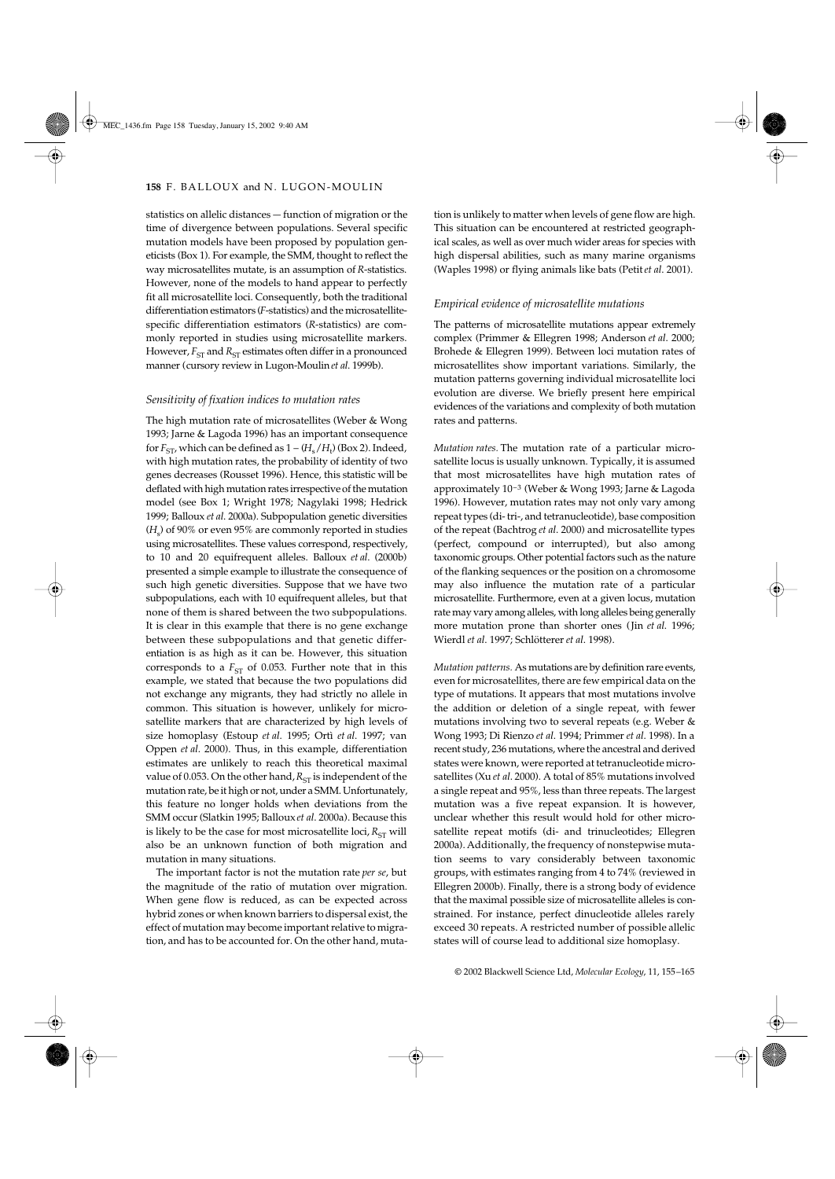statistics on allelic distances — function of migration or the time of divergence between populations. Several specific mutation models have been proposed by population geneticists (Box 1). For example, the SMM, thought to reflect the way microsatellites mutate, is an assumption of *R*-statistics. However, none of the models to hand appear to perfectly fit all microsatellite loci. Consequently, both the traditional differentiation estimators (*F*-statistics) and the microsatellite-specific differentiation estimators (*R*-statistics) are commonly reported in studies using microsatellite markers. However, $F_{ST}$ and $R_{ST}$ estimates often differ in a pronounced manner (cursory review in Lugon-Moulin *et al.* 1999b).

### *Sensitivity of fixation indices to mutation rates*

The high mutation rate of microsatellites (Weber & Wong 1993; Jarne & Lagoda 1996) has an important consequence for $F_{ST}$, which can be defined as $1 - (H_s/H_t)$ (Box 2). Indeed, with high mutation rates, the probability of identity of two genes decreases (Rousset 1996). Hence, this statistic will be deflated with high mutation rates irrespective of the mutation model (see Box 1; Wright 1978; Nagylaki 1998; Hedrick 1999; Balloux *et al.* 2000a). Subpopulation genetic diversities ($H_s$) of 90% or even 95% are commonly reported in studies using microsatellites. These values correspond, respectively, to 10 and 20 equifrequent alleles. Balloux *et al.* (2000b) presented a simple example to illustrate the consequence of such high genetic diversities. Suppose that we have two subpopulations, each with 10 equifrequent alleles, but that none of them is shared between the two subpopulations. It is clear in this example that there is no gene exchange between these subpopulations and that genetic differentiation is as high as it can be. However, this situation corresponds to a $F_{ST}$ of 0.053. Further note that in this example, we stated that because the two populations did not exchange any migrants, they had strictly no allele in common. This situation is however, unlikely for microsatellite markers that are characterized by high levels of size homoplasy (Estoup *et al.* 1995; Ortì *et al.* 1997; van Oppen *et al.* 2000). Thus, in this example, differentiation estimates are unlikely to reach this theoretical maximal value of 0.053. On the other hand, $R_{ST}$ is independent of the mutation rate, be it high or not, under a SMM. Unfortunately, this feature no longer holds when deviations from the SMM occur (Slatkin 1995; Balloux *et al.* 2000a). Because this is likely to be the case for most microsatellite loci, $R_{ST}$ will also be an unknown function of both migration and mutation in many situations.

The important factor is not the mutation rate *per se*, but the magnitude of the ratio of mutation over migration. When gene flow is reduced, as can be expected across hybrid zones or when known barriers to dispersal exist, the effect of mutation may become important relative to migration, and has to be accounted for. On the other hand, mutation is unlikely to matter when levels of gene flow are high. This situation can be encountered at restricted geographical scales, as well as over much wider areas for species with high dispersal abilities, such as many marine organisms (Waples 1998) or flying animals like bats (Petit *et al.* 2001).

### *Empirical evidence of microsatellite mutations*

The patterns of microsatellite mutations appear extremely complex (Primmer & Ellegren 1998; Anderson *et al.* 2000; Brohede & Ellegren 1999). Between loci mutation rates of microsatellites show important variations. Similarly, the mutation patterns governing individual microsatellite loci evolution are diverse. We briefly present here empirical evidences of the variations and complexity of both mutation rates and patterns.

*Mutation rates.* The mutation rate of a particular microsatellite locus is usually unknown. Typically, it is assumed that most microsatellites have high mutation rates of approximately $10^{-3}$ (Weber & Wong 1993; Jarne & Lagoda 1996). However, mutation rates may not only vary among repeat types (di- tri-, and tetranucleotide), base composition of the repeat (Bachtrog *et al.* 2000) and microsatellite types (perfect, compound or interrupted), but also among taxonomic groups. Other potential factors such as the nature of the flanking sequences or the position on a chromosome may also influence the mutation rate of a particular microsatellite. Furthermore, even at a given locus, mutation rate may vary among alleles, with long alleles being generally more mutation prone than shorter ones (Jin *et al.* 1996; Wierdl *et al.* 1997; Schlötterer *et al.* 1998).

*Mutation patterns.* As mutations are by definition rare events, even for microsatellites, there are few empirical data on the type of mutations. It appears that most mutations involve the addition or deletion of a single repeat, with fewer mutations involving two to several repeats (e.g. Weber & Wong 1993; Di Rienzo *et al.* 1994; Primmer *et al.* 1998). In a recent study, 236 mutations, where the ancestral and derived states were known, were reported at tetranucleotide microsatellites (Xu *et al.* 2000). A total of 85% mutations involved a single repeat and 95%, less than three repeats. The largest mutation was a five repeat expansion. It is however, unclear whether this result would hold for other microsatellite repeat motifs (di- and trinucleotides; Ellegren 2000a). Additionally, the frequency of nonstepwise mutation seems to vary considerably between taxonomic groups, with estimates ranging from 4 to 74% (reviewed in Ellegren 2000b). Finally, there is a strong body of evidence that the maximal possible size of microsatellite alleles is constrained. For instance, perfect dinucleotide alleles rarely exceed 30 repeats. A restricted number of possible allelic states will of course lead to additional size homoplasy.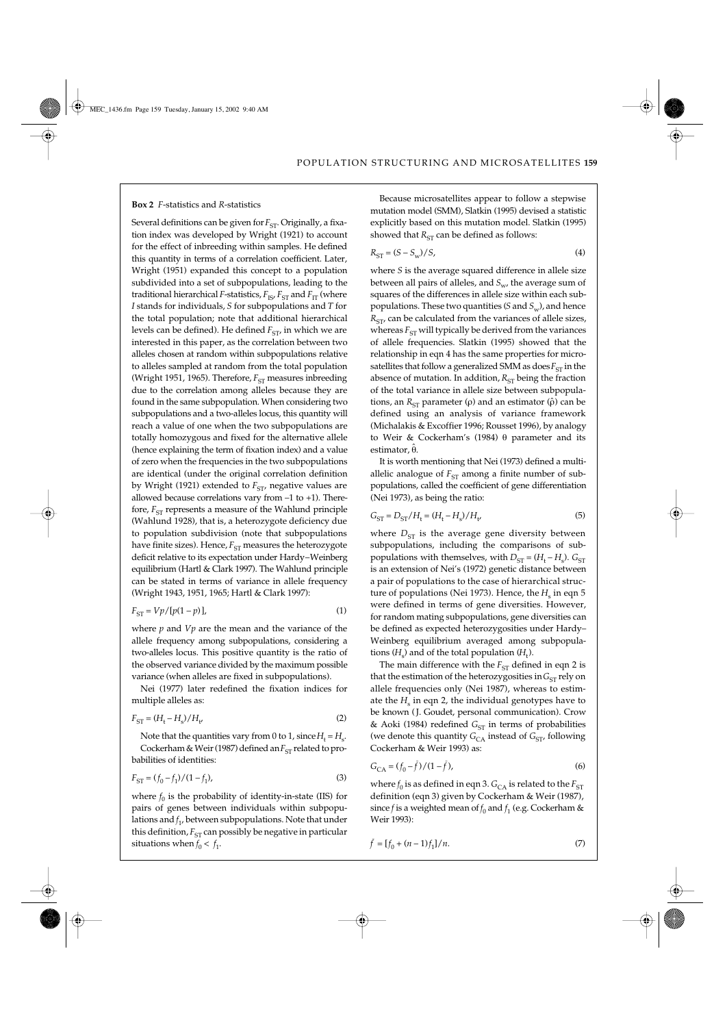**Box 2** *F*-statistics and *R*-statistics

Several definitions can be given for $F_{ST}$. Originally, a fixation index was developed by Wright (1921) to account for the effect of inbreeding within samples. He defined this quantity in terms of a correlation coefficient. Later, Wright (1951) expanded this concept to a population subdivided into a set of subpopulations, leading to the traditional hierarchical *F*-statistics, $F_{IS}$, $F_{ST}$ and $F_{IT}$ (where *I* stands for individuals, *S* for subpopulations and *T* for the total population; note that additional hierarchical levels can be defined). He defined $F_{ST}$, in which we are interested in this paper, as the correlation between two alleles chosen at random within subpopulations relative to alleles sampled at random from the total population (Wright 1951, 1965). Therefore, $F_{ST}$ measures inbreeding due to the correlation among alleles because they are found in the same subpopulation. When considering two subpopulations and a two-alleles locus, this quantity will reach a value of one when the two subpopulations are totally homozygous and fixed for the alternative allele (hence explaining the term of fixation index) and a value of zero when the frequencies in the two subpopulations are identical (under the original correlation definition by Wright (1921) extended to $F_{ST}$, negative values are allowed because correlations vary from –1 to +1). Therefore, $F_{ST}$ represents a measure of the Wahlund principle (Wahlund 1928), that is, a heterozygote deficiency due to population subdivision (note that subpopulations have finite sizes). Hence, $F_{ST}$ measures the heterozygote deficit relative to its expectation under Hardy–Weinberg equilibrium (Hartl & Clark 1997). The Wahlund principle can be stated in terms of variance in allele frequency (Wright 1943, 1951, 1965; Hartl & Clark 1997):

$$F_{ST} = Vp/[p(1-p)], \tag{1}$$

where *p* and *Vp* are the mean and the variance of the allele frequency among subpopulations, considering a two-alleles locus. This positive quantity is the ratio of the observed variance divided by the maximum possible variance (when alleles are fixed in subpopulations).

Nei (1977) later redefined the fixation indices for multiple alleles as:

$$F_{ST} = (H_t - H_s)/H_t, \tag{2}$$

Note that the quantities vary from 0 to 1, since $H_t = H_s$.

Cockerham & Weir (1987) defined an $F_{ST}$ related to probabilities of identities:

$$F_{ST} = (f_0 - f_1)/(1 - f_1), \tag{3}$$

where $f_0$ is the probability of identity-in-state (IIS) for pairs of genes between individuals within subpopulations and $f_1$, between subpopulations. Note that under this definition, $F_{ST}$ can possibly be negative in particular situations when $f_0 < f_1$.

Because microsatellites appear to follow a stepwise mutation model (SMM), Slatkin (1995) devised a statistic explicitly based on this mutation model. Slatkin (1995) showed that $R_{ST}$ can be defined as follows:

$$R_{ST} = (S - S_w)/S, \tag{4}$$

where *S* is the average squared difference in allele size between all pairs of alleles, and $S_w$, the average sum of squares of the differences in allele size within each subpopulations. These two quantities (*S* and $S_w$), and hence $R_{ST}$, can be calculated from the variances of allele sizes, whereas $F_{ST}$ will typically be derived from the variances of allele frequencies. Slatkin (1995) showed that the relationship in eqn 4 has the same properties for microsatellites that follow a generalized SMM as does $F_{ST}$ in the absence of mutation. In addition, $R_{ST}$ being the fraction of the total variance in allele size between subpopulations, an $R_{ST}$ parameter ($\rho$) and an estimator ($\hat{\rho}$) can be defined using an analysis of variance framework (Michalakis & Excoffier 1996; Rousset 1996), by analogy to Weir & Cockerham's (1984) $\theta$ parameter and its estimator, $\hat{\theta}$.

It is worth mentioning that Nei (1973) defined a multiallelic analogue of $F_{ST}$ among a finite number of subpopulations, called the coefficient of gene differentiation (Nei 1973), as being the ratio:

$$G_{ST} = D_{ST}/H_t = (H_t - H_s)/H_t, \tag{5}$$

where $D_{ST}$ is the average gene diversity between subpopulations, including the comparisons of subpopulations with themselves, with $D_{ST} = (H_t - H_s)$. $G_{ST}$ is an extension of Nei's (1972) genetic distance between a pair of populations to the case of hierarchical structure of populations (Nei 1973). Hence, the $H_s$ in eqn 5 were defined in terms of gene diversities. However, for random mating subpopulations, gene diversities can be defined as expected heterozygosities under Hardy–Weinberg equilibrium averaged among subpopulations ($H_s$) and of the total population ($H_t$).

The main difference with the $F_{ST}$ defined in eqn 2 is that the estimation of the heterozygosities in $G_{ST}$ rely on allele frequencies only (Nei 1987), whereas to estimate the $H_s$ in eqn 2, the individual genotypes have to be known (J. Goudet, personal communication). Crow & Aoki (1984) redefined $G_{ST}$ in terms of probabilities (we denote this quantity $G_{CA}$ instead of $G_{ST}$, following Cockerham & Weir 1993) as:

$$G_{CA} = (f_0 - \bar{f})/(1 - \bar{f}), \tag{6}$$

where $f_0$ is as defined in eqn 3. $G_{CA}$ is related to the $F_{ST}$ definition (eqn 3) given by Cockerham & Weir (1987), since $\bar{f}$ is a weighted mean of $f_0$ and $f_1$ (e.g. Cockerham & Weir 1993):

$$\bar{f} = [f_0 + (n-1)f_1]/n. \tag{7}$$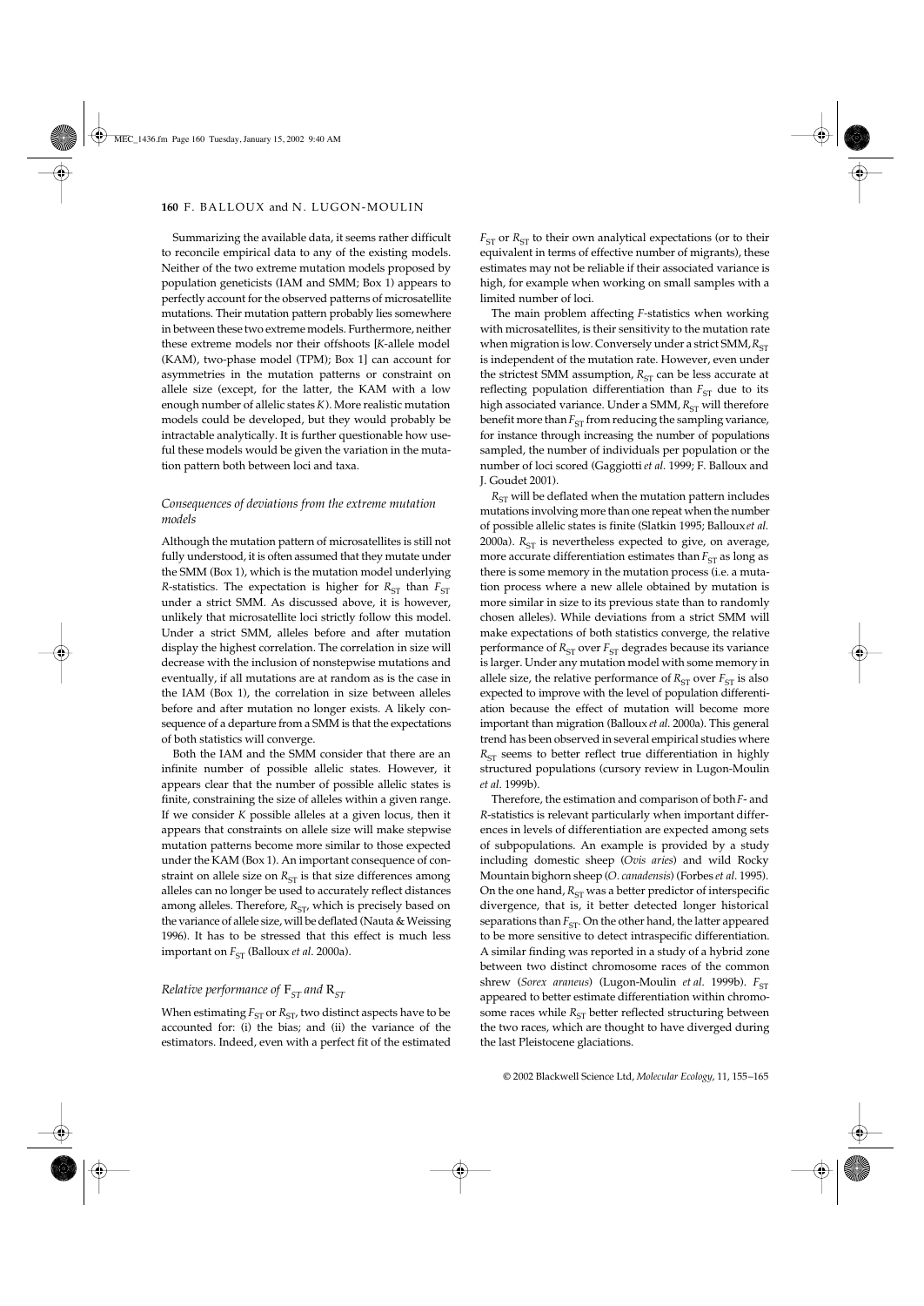Summarizing the available data, it seems rather difficult to reconcile empirical data to any of the existing models. Neither of the two extreme mutation models proposed by population geneticists (IAM and SMM; Box 1) appears to perfectly account for the observed patterns of microsatellite mutations. Their mutation pattern probably lies somewhere in between these two extreme models. Furthermore, neither these extreme models nor their offshoots [*K*-allele model (KAM), two-phase model (TPM); Box 1] can account for asymmetries in the mutation patterns or constraint on allele size (except, for the latter, the KAM with a low enough number of allelic states *K*). More realistic mutation models could be developed, but they would probably be intractable analytically. It is further questionable how useful these models would be given the variation in the mutation pattern both between loci and taxa.

### *Consequences of deviations from the extreme mutation models*

Although the mutation pattern of microsatellites is still not fully understood, it is often assumed that they mutate under the SMM (Box 1), which is the mutation model underlying *R*-statistics. The expectation is higher for $R_{ST}$ than $F_{ST}$ under a strict SMM. As discussed above, it is however, unlikely that microsatellite loci strictly follow this model. Under a strict SMM, alleles before and after mutation display the highest correlation. The correlation in size will decrease with the inclusion of nonstepwise mutations and eventually, if all mutations are at random as is the case in the IAM (Box 1), the correlation in size between alleles before and after mutation no longer exists. A likely consequence of a departure from a SMM is that the expectations of both statistics will converge.

Both the IAM and the SMM consider that there are an infinite number of possible allelic states. However, it appears clear that the number of possible allelic states is finite, constraining the size of alleles within a given range. If we consider *K* possible alleles at a given locus, then it appears that constraints on allele size will make stepwise mutation patterns become more similar to those expected under the KAM (Box 1). An important consequence of constraint on allele size on $R_{ST}$ is that size differences among alleles can no longer be used to accurately reflect distances among alleles. Therefore, $R_{ST}$, which is precisely based on the variance of allele size, will be deflated (Nauta & Weissing 1996). It has to be stressed that this effect is much less important on $F_{ST}$ (Balloux *et al*. 2000a).

### *Relative performance of* $F_{ST}$ *and* $R_{ST}$

When estimating $F_{ST}$ or $R_{ST}$, two distinct aspects have to be accounted for: (i) the bias; and (ii) the variance of the estimators. Indeed, even with a perfect fit of the estimated $F_{ST}$ or $R_{ST}$ to their own analytical expectations (or to their equivalent in terms of effective number of migrants), these estimates may not be reliable if their associated variance is high, for example when working on small samples with a limited number of loci.

The main problem affecting *F*-statistics when working with microsatellites, is their sensitivity to the mutation rate when migration is low. Conversely under a strict SMM, $R_{ST}$ is independent of the mutation rate. However, even under the strictest SMM assumption, $R_{ST}$ can be less accurate at reflecting population differentiation than $F_{ST}$ due to its high associated variance. Under a SMM, $R_{ST}$ will therefore benefit more than $F_{ST}$ from reducing the sampling variance, for instance through increasing the number of populations sampled, the number of individuals per population or the number of loci scored (Gaggiotti *et al*. 1999; F. Balloux and J. Goudet 2001).

$R_{ST}$ will be deflated when the mutation pattern includes mutations involving more than one repeat when the number of possible allelic states is finite (Slatkin 1995; Balloux *et al.* 2000a). $R_{ST}$ is nevertheless expected to give, on average, more accurate differentiation estimates than $F_{ST}$ as long as there is some memory in the mutation process (i.e. a mutation process where a new allele obtained by mutation is more similar in size to its previous state than to randomly chosen alleles). While deviations from a strict SMM will make expectations of both statistics converge, the relative performance of $R_{ST}$ over $F_{ST}$ degrades because its variance is larger. Under any mutation model with some memory in allele size, the relative performance of $R_{ST}$ over $F_{ST}$ is also expected to improve with the level of population differentiation because the effect of mutation will become more important than migration (Balloux *et al*. 2000a). This general trend has been observed in several empirical studies where $R_{ST}$ seems to better reflect true differentiation in highly structured populations (cursory review in Lugon-Moulin *et al*. 1999b).

Therefore, the estimation and comparison of both *F*- and *R*-statistics is relevant particularly when important differences in levels of differentiation are expected among sets of subpopulations. An example is provided by a study including domestic sheep (*Ovis aries*) and wild Rocky Mountain bighorn sheep (*O. canadensis*) (Forbes *et al*. 1995). On the one hand, $R_{ST}$ was a better predictor of interspecific divergence, that is, it better detected longer historical separations than $F_{ST}$. On the other hand, the latter appeared to be more sensitive to detect intraspecific differentiation. A similar finding was reported in a study of a hybrid zone between two distinct chromosome races of the common shrew (*Sorex araneus*) (Lugon-Moulin *et al*. 1999b). $F_{ST}$ appeared to better estimate differentiation within chromosome races while $R_{ST}$ better reflected structuring between the two races, which are thought to have diverged during the last Pleistocene glaciations.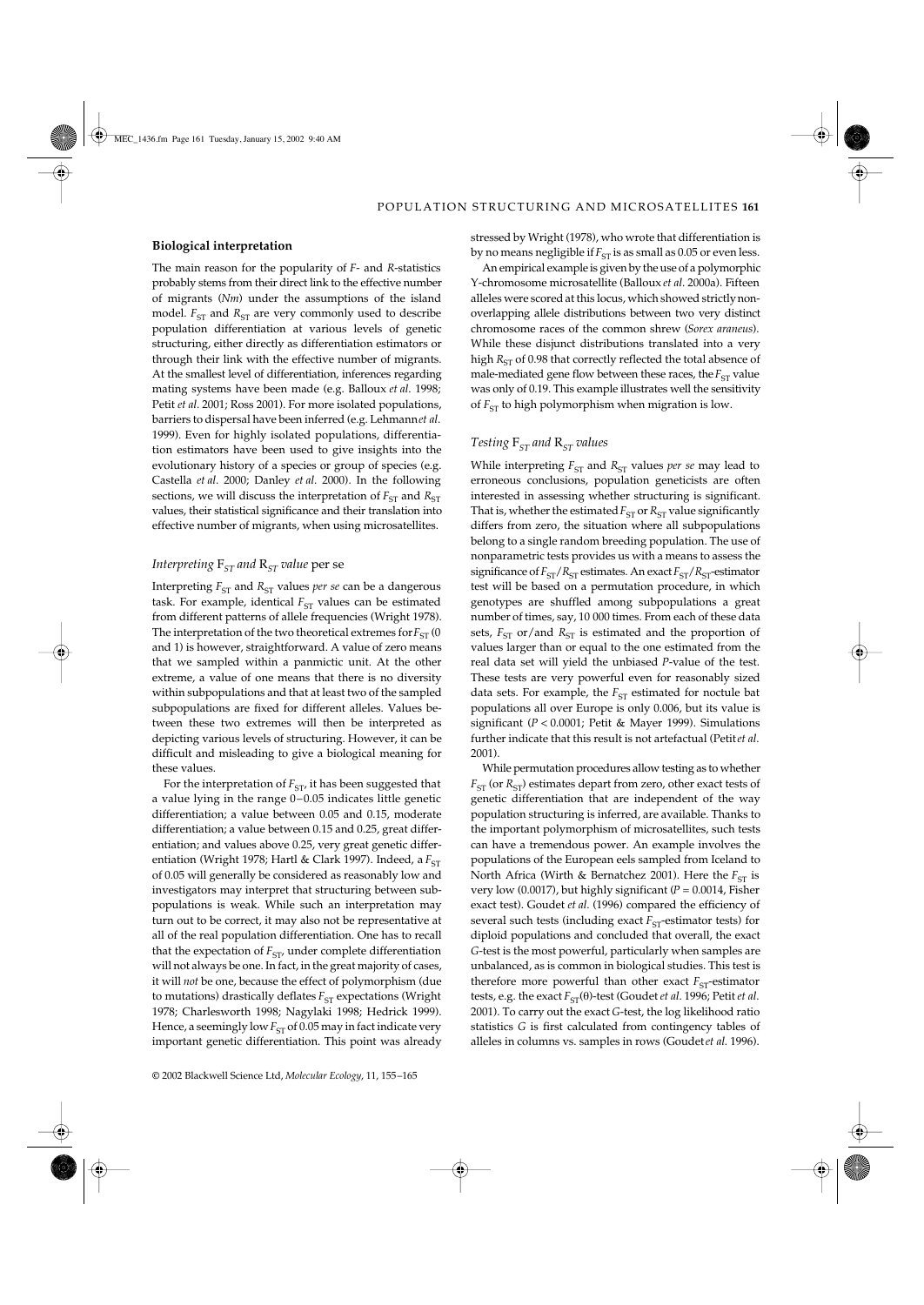### Biological interpretation

The main reason for the popularity of *F*- and *R*-statistics probably stems from their direct link to the effective number of migrants (*Nm*) under the assumptions of the island model. $F_{ST}$ and $R_{ST}$ are very commonly used to describe population differentiation at various levels of genetic structuring, either directly as differentiation estimators or through their link with the effective number of migrants. At the smallest level of differentiation, inferences regarding mating systems have been made (e.g. Balloux *et al*. 1998; Petit *et al*. 2001; Ross 2001). For more isolated populations, barriers to dispersal have been inferred (e.g. Lehmann *et al*. 1999). Even for highly isolated populations, differentiation estimators have been used to give insights into the evolutionary history of a species or group of species (e.g. Castella *et al*. 2000; Danley *et al*. 2000). In the following sections, we will discuss the interpretation of $F_{ST}$ and $R_{ST}$ values, their statistical significance and their translation into effective number of migrants, when using microsatellites.

#### *Interpreting* $F_{ST}$ *and* $R_{ST}$ *value* per se

Interpreting $F_{ST}$ and $R_{ST}$ values *per se* can be a dangerous task. For example, identical $F_{ST}$ values can be estimated from different patterns of allele frequencies (Wright 1978). The interpretation of the two theoretical extremes for $F_{ST}$ (0 and 1) is however, straightforward. A value of zero means that we sampled within a panmictic unit. At the other extreme, a value of one means that there is no diversity within subpopulations and that at least two of the sampled subpopulations are fixed for different alleles. Values between these two extremes will then be interpreted as depicting various levels of structuring. However, it can be difficult and misleading to give a biological meaning for these values.

For the interpretation of $F_{ST}$, it has been suggested that a value lying in the range 0–0.05 indicates little genetic differentiation; a value between 0.05 and 0.15, moderate differentiation; a value between 0.15 and 0.25, great differentiation; and values above 0.25, very great genetic differentiation (Wright 1978; Hartl & Clark 1997). Indeed, a $F_{ST}$ of 0.05 will generally be considered as reasonably low and investigators may interpret that structuring between subpopulations is weak. While such an interpretation may turn out to be correct, it may also not be representative at all of the real population differentiation. One has to recall that the expectation of $F_{ST}$, under complete differentiation will not always be one. In fact, in the great majority of cases, it will *not* be one, because the effect of polymorphism (due to mutations) drastically deflates $F_{ST}$ expectations (Wright 1978; Charlesworth 1998; Nagylaki 1998; Hedrick 1999). Hence, a seemingly low $F_{ST}$ of 0.05 may in fact indicate very important genetic differentiation. This point was already stressed by Wright (1978), who wrote that differentiation is by no means negligible if $F_{ST}$ is as small as 0.05 or even less.

An empirical example is given by the use of a polymorphic Y-chromosome microsatellite (Balloux *et al*. 2000a). Fifteen alleles were scored at this locus, which showed strictly non-overlapping allele distributions between two very distinct chromosome races of the common shrew (*Sorex araneus*). While these disjunct distributions translated into a very high $R_{ST}$ of 0.98 that correctly reflected the total absence of male-mediated gene flow between these races, the $F_{ST}$ value was only of 0.19. This example illustrates well the sensitivity of $F_{ST}$ to high polymorphism when migration is low.

#### *Testing* $F_{ST}$ *and* $R_{ST}$ *values*

While interpreting $F_{ST}$ and $R_{ST}$ values *per se* may lead to erroneous conclusions, population geneticists are often interested in assessing whether structuring is significant. That is, whether the estimated $F_{ST}$ or $R_{ST}$ value significantly differs from zero, the situation where all subpopulations belong to a single random breeding population. The use of nonparametric tests provides us with a means to assess the significance of $F_{ST}/R_{ST}$ estimates. An exact $F_{ST}/R_{ST}$-estimator test will be based on a permutation procedure, in which genotypes are shuffled among subpopulations a great number of times, say, 10 000 times. From each of these data sets, $F_{ST}$ or/and $R_{ST}$ is estimated and the proportion of values larger than or equal to the one estimated from the real data set will yield the unbiased *P*-value of the test. These tests are very powerful even for reasonably sized data sets. For example, the $F_{ST}$ estimated for noctule bat populations all over Europe is only 0.006, but its value is significant ($P < 0.0001$; Petit & Mayer 1999). Simulations further indicate that this result is not artefactual (Petit *et al*. 2001).

While permutation procedures allow testing as to whether $F_{ST}$ (or $R_{ST}$) estimates depart from zero, other exact tests of genetic differentiation that are independent of the way population structuring is inferred, are available. Thanks to the important polymorphism of microsatellites, such tests can have a tremendous power. An example involves the populations of the European eels sampled from Iceland to North Africa (Wirth & Bernatchez 2001). Here the $F_{ST}$ is very low (0.0017), but highly significant ($P = 0.0014$, Fisher exact test). Goudet *et al*. (1996) compared the efficiency of several such tests (including exact $F_{ST}$-estimator tests) for diploid populations and concluded that overall, the exact *G*-test is the most powerful, particularly when samples are unbalanced, as is common in biological studies. This test is therefore more powerful than other exact $F_{ST}$-estimator tests, e.g. the exact $F_{ST}(\theta)$-test (Goudet *et al*. 1996; Petit *et al*. 2001). To carry out the exact *G*-test, the log likelihood ratio statistics *G* is first calculated from contingency tables of alleles in columns vs. samples in rows (Goudet *et al*. 1996).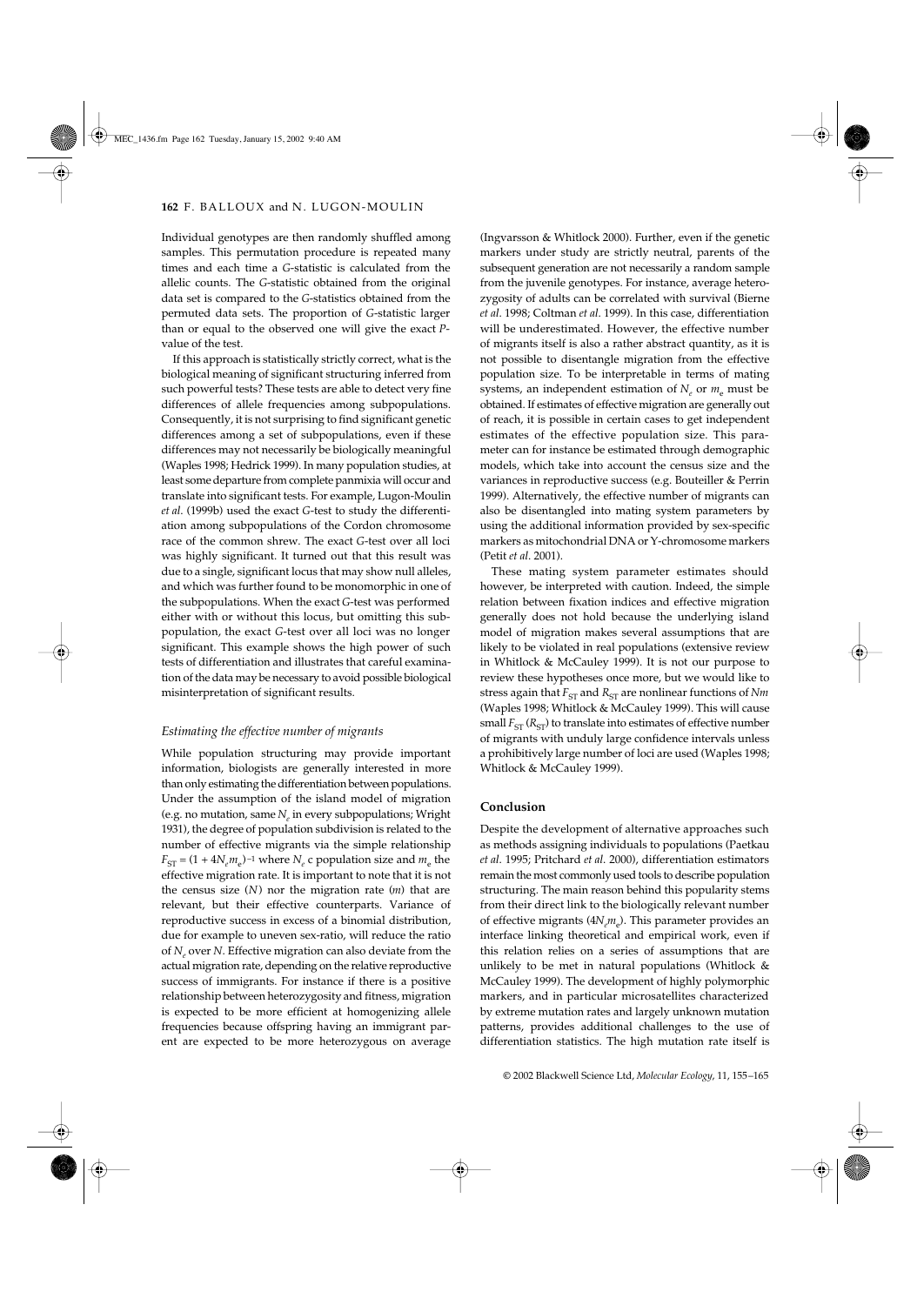Individual genotypes are then randomly shuffled among samples. This permutation procedure is repeated many times and each time a *G*-statistic is calculated from the allelic counts. The *G*-statistic obtained from the original data set is compared to the *G*-statistics obtained from the permuted data sets. The proportion of *G*-statistic larger than or equal to the observed one will give the exact *P*-value of the test.

If this approach is statistically strictly correct, what is the biological meaning of significant structuring inferred from such powerful tests? These tests are able to detect very fine differences of allele frequencies among subpopulations. Consequently, it is not surprising to find significant genetic differences among a set of subpopulations, even if these differences may not necessarily be biologically meaningful (Waples 1998; Hedrick 1999). In many population studies, at least some departure from complete panmixia will occur and translate into significant tests. For example, Lugon-Moulin *et al*. (1999b) used the exact *G*-test to study the differentiation among subpopulations of the Cordon chromosome race of the common shrew. The exact *G*-test over all loci was highly significant. It turned out that this result was due to a single, significant locus that may show null alleles, and which was further found to be monomorphic in one of the subpopulations. When the exact *G*-test was performed either with or without this locus, but omitting this subpopulation, the exact *G*-test over all loci was no longer significant. This example shows the high power of such tests of differentiation and illustrates that careful examination of the data may be necessary to avoid possible biological misinterpretation of significant results.

### *Estimating the effective number of migrants*

While population structuring may provide important information, biologists are generally interested in more than only estimating the differentiation between populations. Under the assumption of the island model of migration (e.g. no mutation, same $N_e$ in every subpopulations; Wright 1931), the degree of population subdivision is related to the number of effective migrants via the simple relationship $F_{ST} = (1 + 4N_e m_e)^{-1}$ where $N_e$ c population size and $m_e$ the effective migration rate. It is important to note that it is not the census size ($N$) nor the migration rate ($m$) that are relevant, but their effective counterparts. Variance of reproductive success in excess of a binomial distribution, due for example to uneven sex-ratio, will reduce the ratio of $N_e$ over $N$. Effective migration can also deviate from the actual migration rate, depending on the relative reproductive success of immigrants. For instance if there is a positive relationship between heterozygosity and fitness, migration is expected to be more efficient at homogenizing allele frequencies because offspring having an immigrant parent are expected to be more heterozygous on average (Ingvarsson & Whitlock 2000). Further, even if the genetic markers under study are strictly neutral, parents of the subsequent generation are not necessarily a random sample from the juvenile genotypes. For instance, average heterozygosity of adults can be correlated with survival (Bierne *et al*. 1998; Coltman *et al*. 1999). In this case, differentiation will be underestimated. However, the effective number of migrants itself is also a rather abstract quantity, as it is not possible to disentangle migration from the effective population size. To be interpretable in terms of mating systems, an independent estimation of $N_e$ or $m_e$ must be obtained. If estimates of effective migration are generally out of reach, it is possible in certain cases to get independent estimates of the effective population size. This parameter can for instance be estimated through demographic models, which take into account the census size and the variances in reproductive success (e.g. Bouteiller & Perrin 1999). Alternatively, the effective number of migrants can also be disentangled into mating system parameters by using the additional information provided by sex-specific markers as mitochondrial DNA or Y-chromosome markers (Petit *et al*. 2001).

These mating system parameter estimates should however, be interpreted with caution. Indeed, the simple relation between fixation indices and effective migration generally does not hold because the underlying island model of migration makes several assumptions that are likely to be violated in real populations (extensive review in Whitlock & McCauley 1999). It is not our purpose to review these hypotheses once more, but we would like to stress again that $F_{ST}$ and $R_{ST}$ are nonlinear functions of $Nm$ (Waples 1998; Whitlock & McCauley 1999). This will cause small $F_{ST}$ ($R_{ST}$) to translate into estimates of effective number of migrants with unduly large confidence intervals unless a prohibitively large number of loci are used (Waples 1998; Whitlock & McCauley 1999).

## Conclusion

Despite the development of alternative approaches such as methods assigning individuals to populations (Paetkau *et al*. 1995; Pritchard *et al*. 2000), differentiation estimators remain the most commonly used tools to describe population structuring. The main reason behind this popularity stems from their direct link to the biologically relevant number of effective migrants ($4N_e m_e$). This parameter provides an interface linking theoretical and empirical work, even if this relation relies on a series of assumptions that are unlikely to be met in natural populations (Whitlock & McCauley 1999). The development of highly polymorphic markers, and in particular microsatellites characterized by extreme mutation rates and largely unknown mutation patterns, provides additional challenges to the use of differentiation statistics. The high mutation rate itself is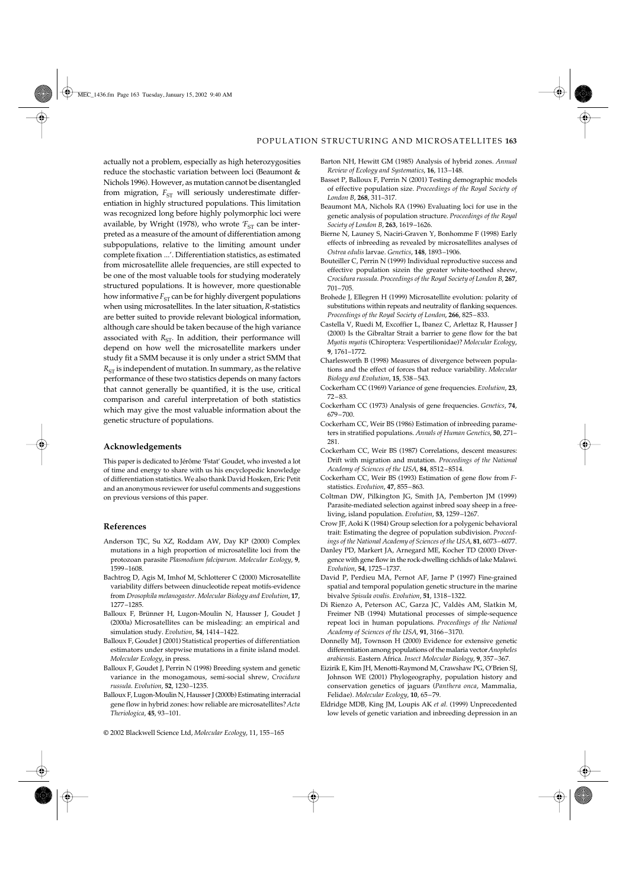actually not a problem, especially as high heterozygosities reduce the stochastic variation between loci (Beaumont & Nichols 1996). However, as mutation cannot be disentangled from migration, $F_{ST}$ will seriously underestimate differentiation in highly structured populations. This limitation was recognized long before highly polymorphic loci were available, by Wright (1978), who wrote '$F_{ST}$ can be interpreted as a measure of the amount of differentiation among subpopulations, relative to the limiting amount under complete fixation ...'. Differentiation statistics, as estimated from microsatellite allele frequencies, are still expected to be one of the most valuable tools for studying moderately structured populations. It is however, more questionable how informative $F_{ST}$ can be for highly divergent populations when using microsatellites. In the later situation, $R$-statistics are better suited to provide relevant biological information, although care should be taken because of the high variance associated with $R_{ST}$. In addition, their performance will depend on how well the microsatellite markers under study fit a SMM because it is only under a strict SMM that $R_{ST}$ is independent of mutation. In summary, as the relative performance of these two statistics depends on many factors that cannot generally be quantified, it is the use, critical comparison and careful interpretation of both statistics which may give the most valuable information about the genetic structure of populations.

## Acknowledgements

This paper is dedicated to Jérôme 'Fstat' Goudet, who invested a lot of time and energy to share with us his encyclopedic knowledge of differentiation statistics. We also thank David Hosken, Eric Petit and an anonymous reviewer for useful comments and suggestions on previous versions of this paper.

## References

Anderson TJC, Su XZ, Roddam AW, Day KP (2000) Complex mutations in a high proportion of microsatellite loci from the protozoan parasite *Plasmodium falciparum*. *Molecular Ecology*, **9**, 1599–1608.

Bachtrog D, Agis M, Imhof M, Schlotterer C (2000) Microsatellite variability differs between dinucleotide repeat motifs-evidence from *Drosophila melanogaster*. *Molecular Biology and Evolution*, **17**, 1277–1285.

Balloux F, Brünner H, Lugon-Moulin N, Hausser J, Goudet J (2000a) Microsatellites can be misleading: an empirical and simulation study. *Evolution*, **54**, 1414–1422.

Balloux F, Goudet J (2001) Statistical properties of differentiation estimators under stepwise mutations in a finite island model. *Molecular Ecology*, in press.

Balloux F, Goudet J, Perrin N (1998) Breeding system and genetic variance in the monogamous, semi-social shrew, *Crocidura russula*. *Evolution*, **52**, 1230–1235.

Balloux F, Lugon-Moulin N, Hausser J (2000b) Estimating interracial gene flow in hybrid zones: how reliable are microsatellites? *Acta Theriologica*, **45**, 93–101.

Barton NH, Hewitt GM (1985) Analysis of hybrid zones. *Annual Review of Ecology and Systematics*, **16**, 113–148.

Basset P, Balloux F, Perrin N (2001) Testing demographic models of effective population size. *Proceedings of the Royal Society of London B*, **268**, 311–317.

Beaumont MA, Nichols RA (1996) Evaluating loci for use in the genetic analysis of population structure. *Proceedings of the Royal Society of London B*, **263**, 1619–1626.

Bierne N, Launey S, Naciri-Graven Y, Bonhomme F (1998) Early effects of inbreeding as revealed by microsatellites analyses of *Ostrea edulis* larvae. *Genetics*, **148**, 1893–1906.

Bouteiller C, Perrin N (1999) Individual reproductive success and effective population sizein the greater white-toothed shrew, *Crocidura russula*. *Proceedings of the Royal Society of London B*, **267**, 701–705.

Brohede J, Ellegren H (1999) Microsatellite evolution: polarity of substitutions within repeats and neutrality of flanking sequences. *Proceedings of the Royal Society of London*, **266**, 825–833.

Castella V, Ruedi M, Excoffier L, Ibanez C, Arlettaz R, Hausser J (2000) Is the Gibraltar Strait a barrier to gene flow for the bat *Myotis myotis* (Chiroptera: Vespertilionidae)? *Molecular Ecology*, **9**, 1761–1772.

Charlesworth B (1998) Measures of divergence between populations and the effect of forces that reduce variability. *Molecular Biology and Evolution*, **15**, 538–543.

Cockerham CC (1969) Variance of gene frequencies. *Evolution*, **23**, 72–83.

Cockerham CC (1973) Analysis of gene frequencies. *Genetics*, **74**, 679–700.

Cockerham CC, Weir BS (1986) Estimation of inbreeding parameters in stratified populations. *Annals of Human Genetics*, **50**, 271–281.

Cockerham CC, Weir BS (1987) Correlations, descent measures: Drift with migration and mutation. *Proceedings of the National Academy of Sciences of the USA*, **84**, 8512–8514.

Cockerham CC, Weir BS (1993) Estimation of gene flow from *F*-statistics. *Evolution*, **47**, 855–863.

Coltman DW, Pilkington JG, Smith JA, Pemberton JM (1999) Parasite-mediated selection against inbred soay sheep in a free-living, island population. *Evolution*, **53**, 1259–1267.

Crow JF, Aoki K (1984) Group selection for a polygenic behavioral trait: Estimating the degree of population subdivision. *Proceedings of the National Academy of Sciences of the USA*, **81**, 6073–6077.

Danley PD, Markert JA, Arnegard ME, Kocher TD (2000) Divergence with gene flow in the rock-dwelling cichlids of lake Malawi. *Evolution*, **54**, 1725–1737.

David P, Perdieu MA, Pernot AF, Jarne P (1997) Fine-grained spatial and temporal population genetic structure in the marine bivalve *Spisula ovalis*. *Evolution*, **51**, 1318–1322.

Di Rienzo A, Peterson AC, Garza JC, Valdès AM, Slatkin M, Freimer NB (1994) Mutational processes of simple-sequence repeat loci in human populations. *Proceedings of the National Academy of Sciences of the USA*, **91**, 3166–3170.

Donnelly MJ, Townson H (2000) Evidence for extensive genetic differentiation among populations of the malaria vector *Anopheles arabiensis*. Eastern Africa. *Insect Molecular Biology*, **9**, 357–367.

Eizirik E, Kim JH, Menotti-Raymond M, Crawshaw PG, O'Brien SJ, Johnson WE (2001) Phylogeography, population history and conservation genetics of jaguars (*Panthera onca*, Mammalia, Felidae). *Molecular Ecology*, **10**, 65–79.

Eldridge MDB, King JM, Loupis AK *et al.* (1999) Unprecedented low levels of genetic variation and inbreeding depression in an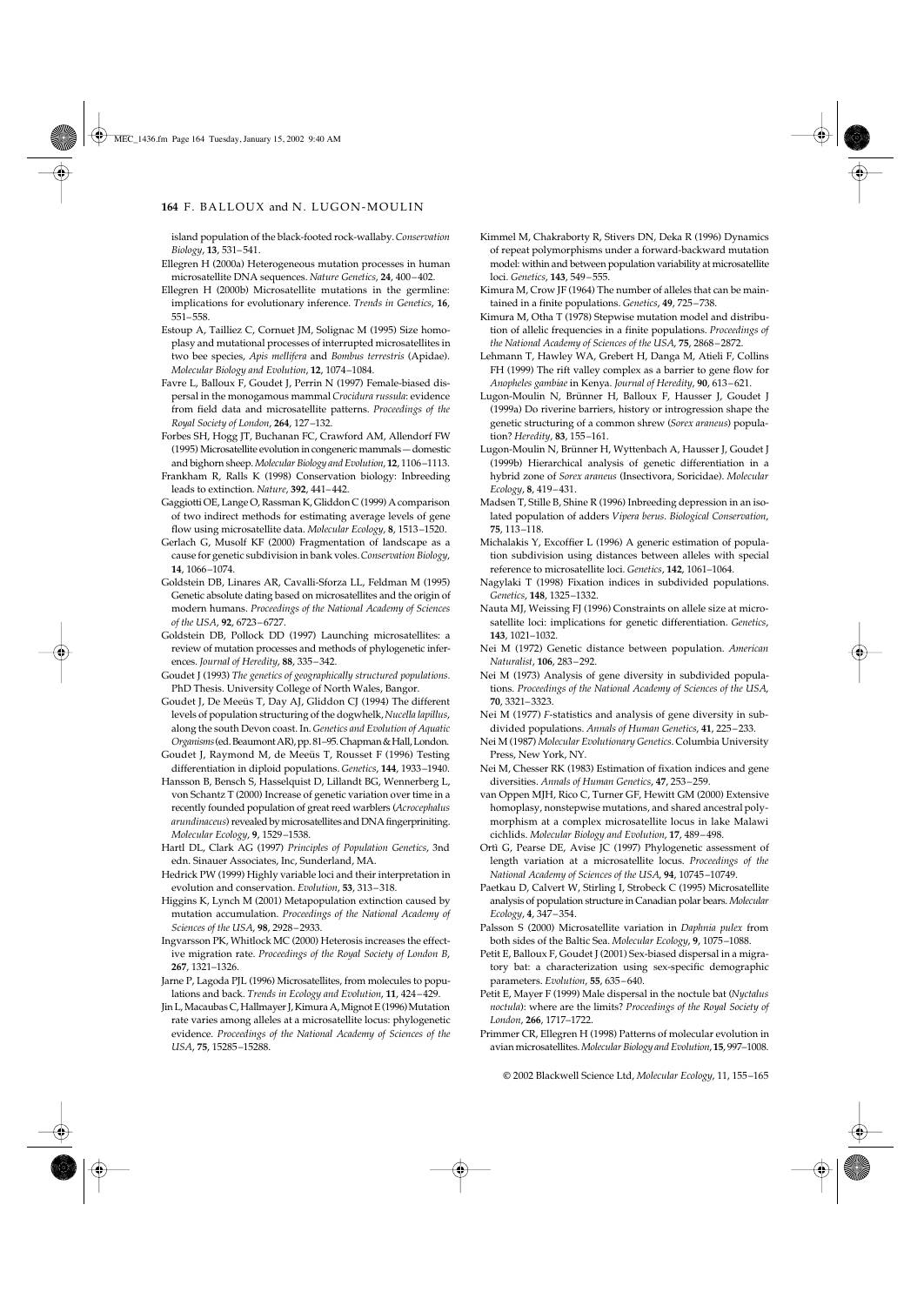island population of the black-footed rock-wallaby. *Conservation Biology*, **13**, 531–541.

Ellegren H (2000a) Heterogeneous mutation processes in human microsatellite DNA sequences. *Nature Genetics*, **24**, 400–402.

Ellegren H (2000b) Microsatellite mutations in the germline: implications for evolutionary inference. *Trends in Genetics*, **16**, 551–558.

Estoup A, Tailliez C, Cornuet JM, Solignac M (1995) Size homoplasy and mutational processes of interrupted microsatellites in two bee species, *Apis mellifera* and *Bombus terrestris* (Apidae). *Molecular Biology and Evolution*, **12**, 1074–1084.

Favre L, Balloux F, Goudet J, Perrin N (1997) Female-biased dispersal in the monogamous mammal *Crocidura russula*: evidence from field data and microsatellite patterns. *Proceedings of the Royal Society of London*, **264**, 127–132.

Forbes SH, Hogg JT, Buchanan FC, Crawford AM, Allendorf FW (1995) Microsatellite evolution in congeneric mammals — domestic and bighorn sheep. *Molecular Biology and Evolution*, **12**, 1106–1113.

Frankham R, Ralls K (1998) Conservation biology: Inbreeding leads to extinction. *Nature*, **392**, 441–442.

Gaggiotti OE, Lange O, Rassman K, Gliddon C (1999) A comparison of two indirect methods for estimating average levels of gene flow using microsatellite data. *Molecular Ecology*, **8**, 1513–1520.

Gerlach G, Musolf KF (2000) Fragmentation of landscape as a cause for genetic subdivision in bank voles. *Conservation Biology*, **14**, 1066–1074.

Goldstein DB, Linares AR, Cavalli-Sforza LL, Feldman M (1995) Genetic absolute dating based on microsatellites and the origin of modern humans. *Proceedings of the National Academy of Sciences of the USA*, **92**, 6723–6727.

Goldstein DB, Pollock DD (1997) Launching microsatellites: a review of mutation processes and methods of phylogenetic inferences. *Journal of Heredity*, **88**, 335–342.

Goudet J (1993) *The genetics of geographically structured populations.* PhD Thesis. University College of North Wales, Bangor.

Goudet J, De Meeüs T, Day AJ, Gliddon CJ (1994) The different levels of population structuring of the dogwhelk, *Nucella lapillus*, along the south Devon coast. In: *Genetics and Evolution of Aquatic Organisms* (ed. Beaumont AR), pp. 81–95. Chapman & Hall, London.

Goudet J, Raymond M, de Meeüs T, Rousset F (1996) Testing differentiation in diploid populations. *Genetics*, **144**, 1933–1940.

Hansson B, Bensch S, Hasselquist D, Lillandt BG, Wennerberg L, von Schantz T (2000) Increase of genetic variation over time in a recently founded population of great reed warblers (*Acrocephalus arundinaceus*) revealed by microsatellites and DNA fingerpriniting. *Molecular Ecology*, **9**, 1529–1538.

Hartl DL, Clark AG (1997) *Principles of Population Genetics*, 3nd edn. Sinauer Associates, Inc, Sunderland, MA.

Hedrick PW (1999) Highly variable loci and their interpretation in evolution and conservation. *Evolution*, **53**, 313–318.

Higgins K, Lynch M (2001) Metapopulation extinction caused by mutation accumulation. *Proceedings of the National Academy of Sciences of the USA*, **98**, 2928–2933.

Ingvarsson PK, Whitlock MC (2000) Heterosis increases the effective migration rate. *Proceedings of the Royal Society of London B*, **267**, 1321–1326.

Jarne P, Lagoda PJL (1996) Microsatellites, from molecules to populations and back. *Trends in Ecology and Evolution*, **11**, 424–429.

Jin L, Macaubas C, Hallmayer J, Kimura A, Mignot E (1996) Mutation rate varies among alleles at a microsatellite locus: phylogenetic evidence. *Proceedings of the National Academy of Sciences of the USA*, **75**, 15285–15288.

Kimmel M, Chakraborty R, Stivers DN, Deka R (1996) Dynamics of repeat polymorphisms under a forward-backward mutation model: within and between population variability at microsatellite loci. *Genetics*, **143**, 549–555.

Kimura M, Crow JF (1964) The number of alleles that can be maintained in a finite populations. *Genetics*, **49**, 725–738.

Kimura M, Otha T (1978) Stepwise mutation model and distribution of allelic frequencies in a finite populations. *Proceedings of the National Academy of Sciences of the USA*, **75**, 2868–2872.

Lehmann T, Hawley WA, Grebert H, Danga M, Atieli F, Collins FH (1999) The rift valley complex as a barrier to gene flow for *Anopheles gambiae* in Kenya. *Journal of Heredity*, **90**, 613–621.

Lugon-Moulin N, Brünner H, Balloux F, Hausser J, Goudet J (1999a) Do riverine barriers, history or introgression shape the genetic structuring of a common shrew (*Sorex araneus*) population? *Heredity*, **83**, 155–161.

Lugon-Moulin N, Brünner H, Wyttenbach A, Hausser J, Goudet J (1999b) Hierarchical analysis of genetic differentiation in a hybrid zone of *Sorex araneus* (Insectivora, Soricidae). *Molecular Ecology*, **8**, 419–431.

Madsen T, Stille B, Shine R (1996) Inbreeding depression in an isolated population of adders *Vipera berus*. *Biological Conservation*, **75**, 113–118.

Michalakis Y, Excoffier L (1996) A generic estimation of population subdivision using distances between alleles with special reference to microsatellite loci. *Genetics*, **142**, 1061–1064.

Nagylaki T (1998) Fixation indices in subdivided populations. *Genetics*, **148**, 1325–1332.

Nauta MJ, Weissing FJ (1996) Constraints on allele size at microsatellite loci: implications for genetic differentiation. *Genetics*, **143**, 1021–1032.

Nei M (1972) Genetic distance between population. *American Naturalist*, **106**, 283–292.

Nei M (1973) Analysis of gene diversity in subdivided populations. *Proceedings of the National Academy of Sciences of the USA*, **70**, 3321–3323.

Nei M (1977) *F*-statistics and analysis of gene diversity in subdivided populations. *Annals of Human Genetics*, **41**, 225–233.

Nei M (1987) *Molecular Evolutionary Genetics*. Columbia University Press, New York, NY.

Nei M, Chesser RK (1983) Estimation of fixation indices and gene diversities. *Annals of Human Genetics*, **47**, 253–259.

van Oppen MJH, Rico C, Turner GF, Hewitt GM (2000) Extensive homoplasy, nonstepwise mutations, and shared ancestral polymorphism at a complex microsatellite locus in lake Malawi cichlids. *Molecular Biology and Evolution*, **17**, 489–498.

Ortì G, Pearse DE, Avise JC (1997) Phylogenetic assessment of length variation at a microsatellite locus. *Proceedings of the National Academy of Sciences of the USA*, **94**, 10745–10749.

Paetkau D, Calvert W, Stirling I, Strobeck C (1995) Microsatellite analysis of population structure in Canadian polar bears. *Molecular Ecology*, **4**, 347–354.

Palsson S (2000) Microsatellite variation in *Daphnia pulex* from both sides of the Baltic Sea. *Molecular Ecology*, **9**, 1075–1088.

Petit E, Balloux F, Goudet J (2001) Sex-biased dispersal in a migratory bat: a characterization using sex-specific demographic parameters. *Evolution*, **55**, 635–640.

Petit E, Mayer F (1999) Male dispersal in the noctule bat (*Nyctalus noctula*): where are the limits? *Proceedings of the Royal Society of London*, **266**, 1717–1722.

Primmer CR, Ellegren H (1998) Patterns of molecular evolution in avian microsatellites. *Molecular Biology and Evolution*, **15**, 997–1008.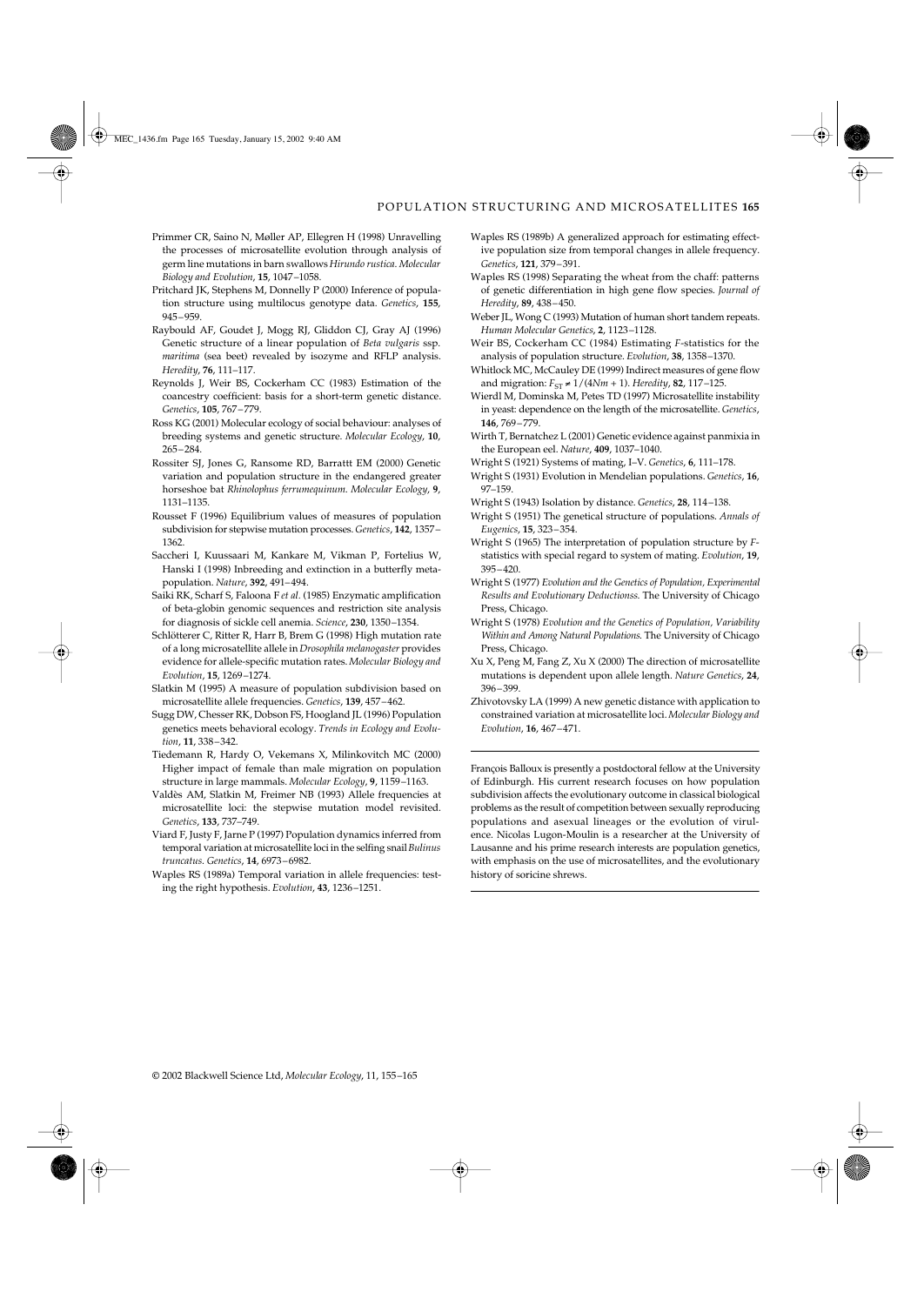Primmer CR, Saino N, Møller AP, Ellegren H (1998) Unravelling the processes of microsatellite evolution through analysis of germ line mutations in barn swallows *Hirundo rustica*. *Molecular Biology and Evolution*, **15**, 1047–1058.

Pritchard JK, Stephens M, Donnelly P (2000) Inference of population structure using multilocus genotype data. *Genetics*, **155**, 945–959.

Raybould AF, Goudet J, Mogg RJ, Gliddon CJ, Gray AJ (1996) Genetic structure of a linear population of *Beta vulgaris* ssp. *maritima* (sea beet) revealed by isozyme and RFLP analysis. *Heredity*, **76**, 111–117.

Reynolds J, Weir BS, Cockerham CC (1983) Estimation of the coancestry coefficient: basis for a short-term genetic distance. *Genetics*, **105**, 767–779.

Ross KG (2001) Molecular ecology of social behaviour: analyses of breeding systems and genetic structure. *Molecular Ecology*, **10**, 265–284.

Rossiter SJ, Jones G, Ransome RD, Barratt EM (2000) Genetic variation and population structure in the endangered greater horseshoe bat *Rhinolophus ferrumequinum*. *Molecular Ecology*, **9**, 1131–1135.

Rousset F (1996) Equilibrium values of measures of population subdivision for stepwise mutation processes. *Genetics*, **142**, 1357–1362.

Saccheri I, Kuussaari M, Kankare M, Vikman P, Fortelius W, Hanski I (1998) Inbreeding and extinction in a butterfly metapopulation. *Nature*, **392**, 491–494.

Saiki RK, Scharf S, Faloona F *et al.* (1985) Enzymatic amplification of beta-globin genomic sequences and restriction site analysis for diagnosis of sickle cell anemia. *Science*, **230**, 1350–1354.

Schlötterer C, Ritter R, Harr B, Brem G (1998) High mutation rate of a long microsatellite allele in *Drosophila melanogaster* provides evidence for allele-specific mutation rates. *Molecular Biology and Evolution*, **15**, 1269–1274.

Slatkin M (1995) A measure of population subdivision based on microsatellite allele frequencies. *Genetics*, **139**, 457–462.

Sugg DW, Chesser RK, Dobson FS, Hoogland JL (1996) Population genetics meets behavioral ecology. *Trends in Ecology and Evolution*, **11**, 338–342.

Tiedemann R, Hardy O, Vekemans X, Milinkovitch MC (2000) Higher impact of female than male migration on population structure in large mammals. *Molecular Ecology*, **9**, 1159–1163.

Valdès AM, Slatkin M, Freimer NB (1993) Allele frequencies at microsatellite loci: the stepwise mutation model revisited. *Genetics*, **133**, 737–749.

Viard F, Justy F, Jarne P (1997) Population dynamics inferred from temporal variation at microsatellite loci in the selfing snail *Bulinus truncatus*. *Genetics*, **14**, 6973–6982.

Waples RS (1989a) Temporal variation in allele frequencies: testing the right hypothesis. *Evolution*, **43**, 1236–1251.

Waples RS (1989b) A generalized approach for estimating effective population size from temporal changes in allele frequency. *Genetics*, **121**, 379–391.

Waples RS (1998) Separating the wheat from the chaff: patterns of genetic differentiation in high gene flow species. *Journal of Heredity*, **89**, 438–450.

Weber JL, Wong C (1993) Mutation of human short tandem repeats. *Human Molecular Genetics*, **2**, 1123–1128.

Weir BS, Cockerham CC (1984) Estimating *F*-statistics for the analysis of population structure. *Evolution*, **38**, 1358–1370.

Whitlock MC, McCauley DE (1999) Indirect measures of gene flow and migration: $F_{ST} \neq 1/(4Nm + 1)$. *Heredity*, **82**, 117–125.

Wierdl M, Dominska M, Petes TD (1997) Microsatellite instability in yeast: dependence on the length of the microsatellite. *Genetics*, **146**, 769–779.

Wirth T, Bernatchez L (2001) Genetic evidence against panmixia in the European eel. *Nature*, **409**, 1037–1040.

Wright S (1921) Systems of mating, I–V. *Genetics*, **6**, 111–178.

Wright S (1931) Evolution in Mendelian populations. *Genetics*, **16**, 97–159.

Wright S (1943) Isolation by distance. *Genetics*, **28**, 114–138.

Wright S (1951) The genetical structure of populations. *Annals of Eugenics*, **15**, 323–354.

Wright S (1965) The interpretation of population structure by *F*-statistics with special regard to system of mating. *Evolution*, **19**, 395–420.

Wright S (1977) *Evolution and the Genetics of Population, Experimental Results and Evolutionary Deductionss.* The University of Chicago Press, Chicago.

Wright S (1978) *Evolution and the Genetics of Population, Variability Within and Among Natural Populations.* The University of Chicago Press, Chicago.

Xu X, Peng M, Fang Z, Xu X (2000) The direction of microsatellite mutations is dependent upon allele length. *Nature Genetics*, **24**, 396–399.

Zhivotovsky LA (1999) A new genetic distance with application to constrained variation at microsatellite loci. *Molecular Biology and Evolution*, **16**, 467–471.

---

François Balloux is presently a postdoctoral fellow at the University of Edinburgh. His current research focuses on how population subdivision affects the evolutionary outcome in classical biological problems as the result of competition between sexually reproducing populations and asexual lineages or the evolution of virulence. Nicolas Lugon-Moulin is a researcher at the University of Lausanne and his prime research interests are population genetics, with emphasis on the use of microsatellites, and the evolutionary history of soricine shrews.